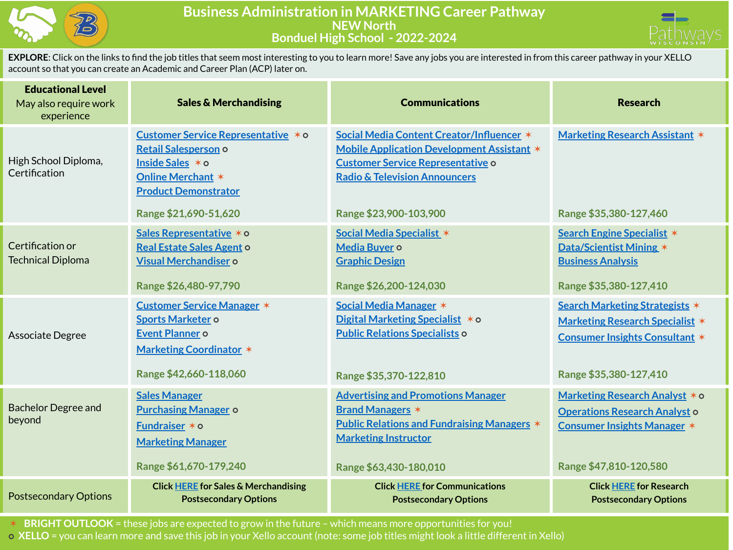# Business Administration in MARKETING Career Pathway

## NEW North

## Bonduel High School - 2022-2024

**EXPLORE**: Click on the links to find the job titles that seem most interesting to you to learn more! Save any jobs you are interested in from this career pathway in your XELLO account so that you can create an Academic and Career Plan (ACP) later on.

| **Educational Level** May also require work experience | **Sales & Merchandising** | **Communications** | **Research** |
|---|---|---|---|
| High School Diploma, Certification | Customer Service Representative ✶ ○<br>Retail Salesperson ○<br>Inside Sales ✶ ○<br>Online Merchant ✶<br>Product Demonstrator<br><br>**Range $21,690-51,620** | Social Media Content Creator/Influencer ✶<br>Mobile Application Development Assistant ✶<br>Customer Service Representative ○<br>Radio & Television Announcers<br><br>**Range $23,900-103,900** | Marketing Research Assistant ✶<br><br>**Range $35,380-127,460** |
| Certification or Technical Diploma | Sales Representative ✶ ○<br>Real Estate Sales Agent ○<br>Visual Merchandiser ○<br><br>**Range $26,480-97,790** | Social Media Specialist ✶<br>Media Buyer ○<br>Graphic Design<br><br>**Range $26,200-124,030** | Search Engine Specialist ✶<br>Data/Scientist Mining ✶<br>Business Analysis<br><br>**Range $35,380-127,410** |
| Associate Degree | Customer Service Manager ✶<br>Sports Marketer ○<br>Event Planner ○<br>Marketing Coordinator ✶<br><br>**Range $42,660-118,060** | Social Media Manager ✶<br>Digital Marketing Specialist ✶ ○<br>Public Relations Specialists ○<br><br>**Range $35,370-122,810** | Search Marketing Strategists ✶<br>Marketing Research Specialist ✶<br>Consumer Insights Consultant ✶<br><br>**Range $35,380-127,410** |
| Bachelor Degree and beyond | Sales Manager<br>Purchasing Manager ○<br>Fundraiser ✶ ○<br>Marketing Manager<br><br>**Range $61,670-179,240** | Advertising and Promotions Manager<br>Brand Managers ✶<br>Public Relations and Fundraising Managers ✶<br>Marketing Instructor<br><br>**Range $63,430-180,010** | Marketing Research Analyst ✶ ○<br>Operations Research Analyst ○<br>Consumer Insights Manager ✶<br><br>**Range $47,810-120,580** |
| Postsecondary Options | **Click HERE for Sales & Merchandising Postsecondary Options** | **Click HERE for Communications Postsecondary Options** | **Click HERE for Research Postsecondary Options** |

✶ **BRIGHT OUTLOOK** = these jobs are expected to grow in the future – which means more opportunities for you!

○ **XELLO** = you can learn more and save this job in your Xello account (note: some job titles might look a little different in Xello)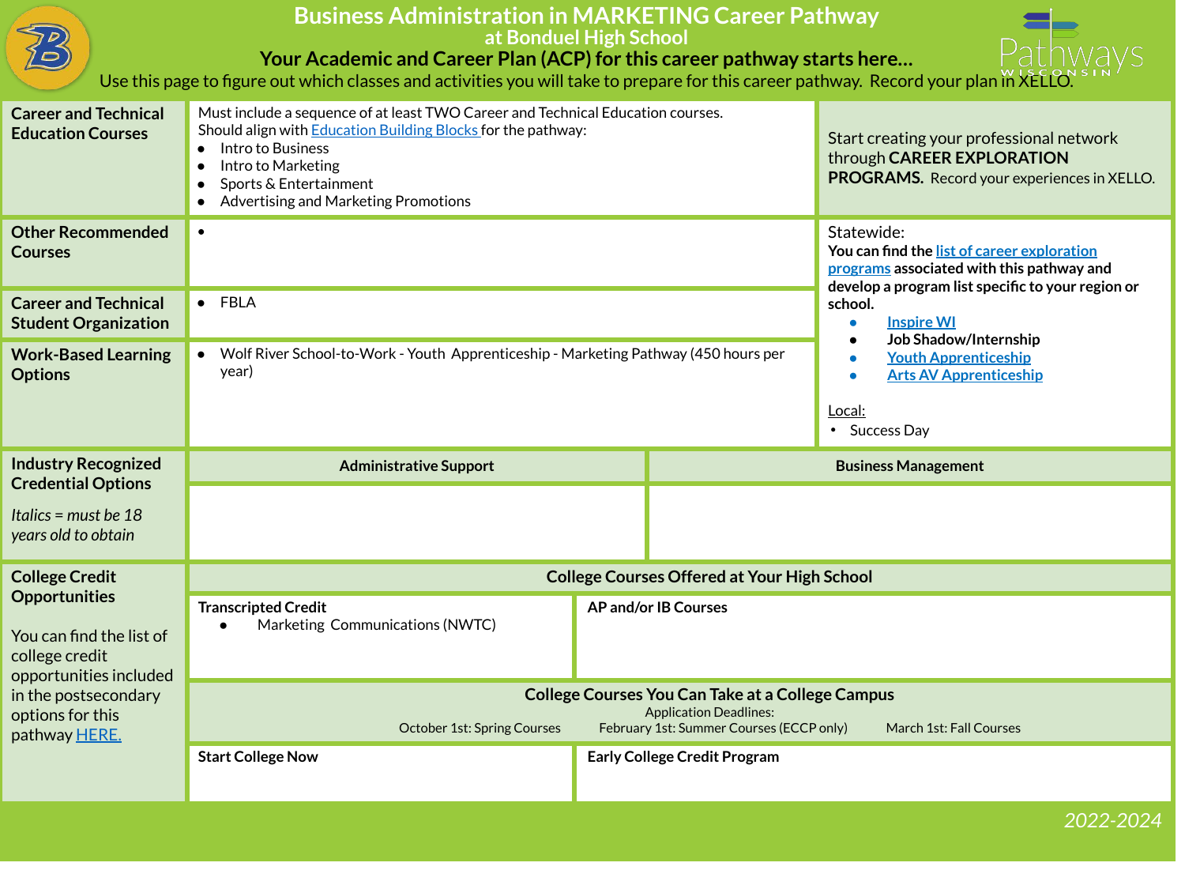# Business Administration in MARKETING Career Pathway

## at Bonduel High School

### Your Academic and Career Plan (ACP) for this career pathway starts here...

Use this page to figure out which classes and activities you will take to prepare for this career pathway. Record your plan in XELLO.

| | | |
|---|---|---|
| **Career and Technical Education Courses** | Must include a sequence of at least TWO Career and Technical Education courses.<br>Should align with Education Building Blocks for the pathway:<br>• Intro to Business<br>• Intro to Marketing<br>• Sports & Entertainment<br>• Advertising and Marketing Promotions | Start creating your professional network through **CAREER EXPLORATION PROGRAMS.** Record your experiences in XELLO. |
| **Other Recommended Courses** | • | Statewide:<br>**You can find the list of career exploration programs associated with this pathway and develop a program list specific to your region or school.**<br>• **Inspire WI**<br>• **Job Shadow/Internship**<br>• **Youth Apprenticeship**<br>• **Arts AV Apprenticeship**<br><br>Local:<br>• Success Day |
| **Career and Technical Student Organization** | • FBLA | |
| **Work-Based Learning Options** | • Wolf River School-to-Work - Youth Apprenticeship - Marketing Pathway (450 hours per year) | |

| **Industry Recognized Credential Options**<br><br>*Italics = must be 18 years old to obtain* | **Administrative Support** | **Business Management** |
|---|---|---|
| | | |

| **College Credit Opportunities**<br><br>You can find the list of college credit opportunities included in the postsecondary options for this pathway HERE. | | |
|---|---|---|
| | **College Courses Offered at Your High School** | |
| | **Transcripted Credit**<br>• Marketing Communications (NWTC) | **AP and/or IB Courses** |
| | **College Courses You Can Take at a College Campus**<br>Application Deadlines:<br>October 1st: Spring Courses February 1st: Summer Courses (ECCP only) March 1st: Fall Courses | |
| | **Start College Now** | **Early College Credit Program** |

2022-2024